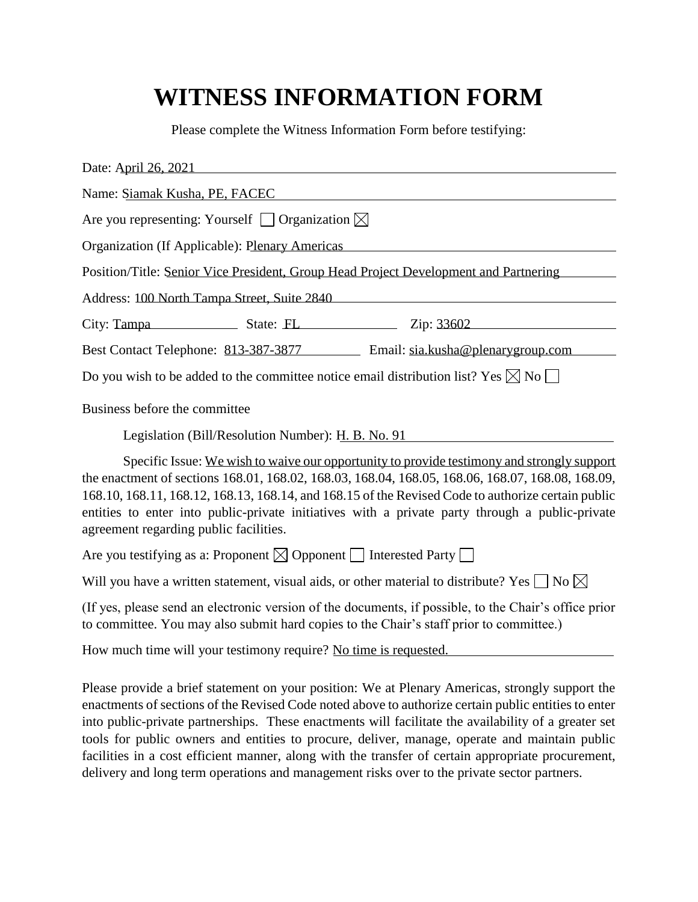# WITNESS INFORMATION FORM

Please complete the Witness Information Form before testifying:

Date: April 26, 2021

Name: Siamak Kusha, PE, FACEC

Are you representing: Yourself ☐ Organization ☒

Organization (If Applicable): Plenary Americas

Position/Title: Senior Vice President, Group Head Project Development and Partnering

Address: 100 North Tampa Street, Suite 2840

City: Tampa State: FL Zip: 33602

Best Contact Telephone: 813-387-3877 Email: sia.kusha@plenarygroup.com

Do you wish to be added to the committee notice email distribution list? Yes ☒ No ☐

Business before the committee

Legislation (Bill/Resolution Number): H. B. No. 91

Specific Issue: We wish to waive our opportunity to provide testimony and strongly support the enactment of sections 168.01, 168.02, 168.03, 168.04, 168.05, 168.06, 168.07, 168.08, 168.09, 168.10, 168.11, 168.12, 168.13, 168.14, and 168.15 of the Revised Code to authorize certain public entities to enter into public-private initiatives with a private party through a public-private agreement regarding public facilities.

Are you testifying as a: Proponent ☒ Opponent ☐ Interested Party ☐

Will you have a written statement, visual aids, or other material to distribute? Yes ☐ No ☒

(If yes, please send an electronic version of the documents, if possible, to the Chair's office prior to committee. You may also submit hard copies to the Chair's staff prior to committee.)

How much time will your testimony require? No time is requested.

Please provide a brief statement on your position: We at Plenary Americas, strongly support the enactments of sections of the Revised Code noted above to authorize certain public entities to enter into public-private partnerships. These enactments will facilitate the availability of a greater set tools for public owners and entities to procure, deliver, manage, operate and maintain public facilities in a cost efficient manner, along with the transfer of certain appropriate procurement, delivery and long term operations and management risks over to the private sector partners.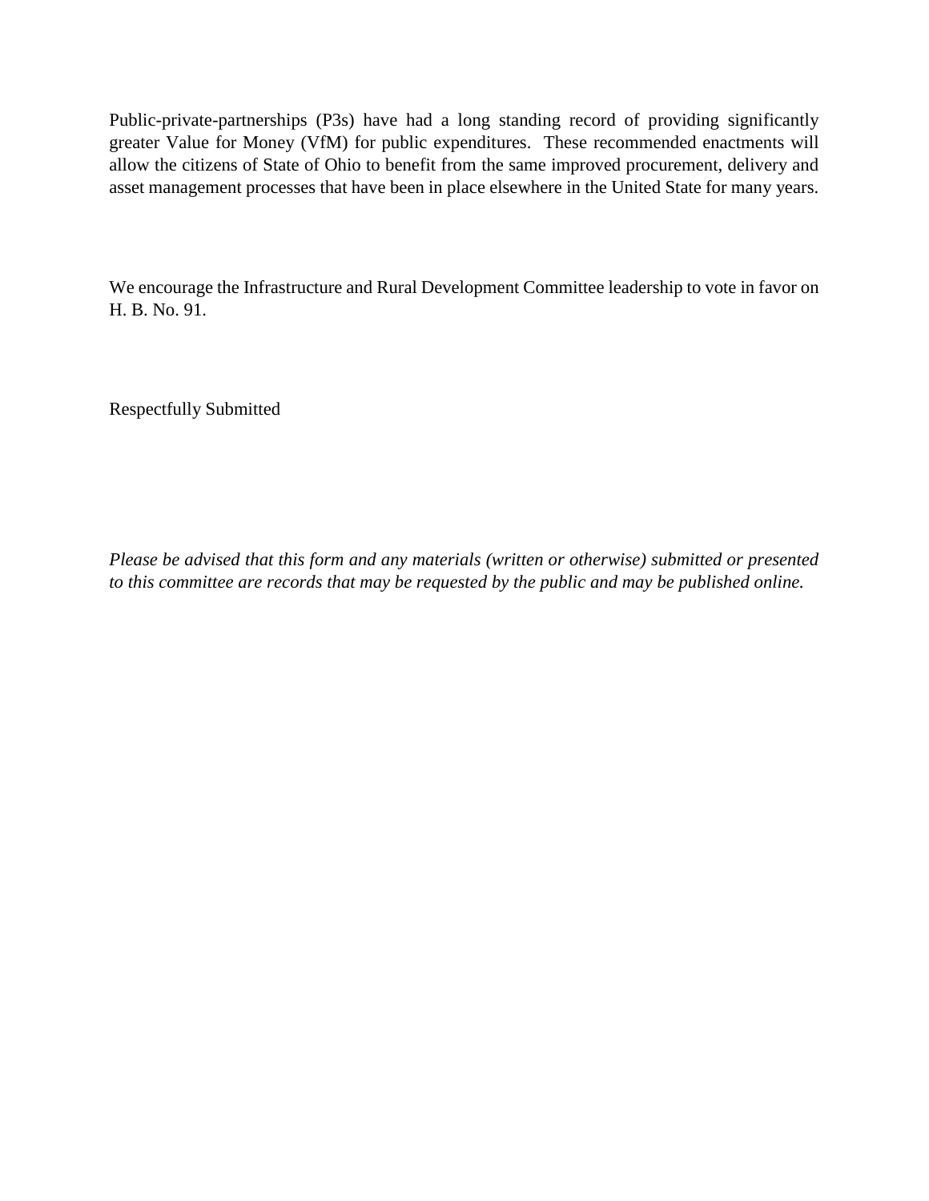Public-private-partnerships (P3s) have had a long standing record of providing significantly greater Value for Money (VfM) for public expenditures. These recommended enactments will allow the citizens of State of Ohio to benefit from the same improved procurement, delivery and asset management processes that have been in place elsewhere in the United State for many years.

We encourage the Infrastructure and Rural Development Committee leadership to vote in favor on H. B. No. 91.

Respectfully Submitted

*Please be advised that this form and any materials (written or otherwise) submitted or presented to this committee are records that may be requested by the public and may be published online.*